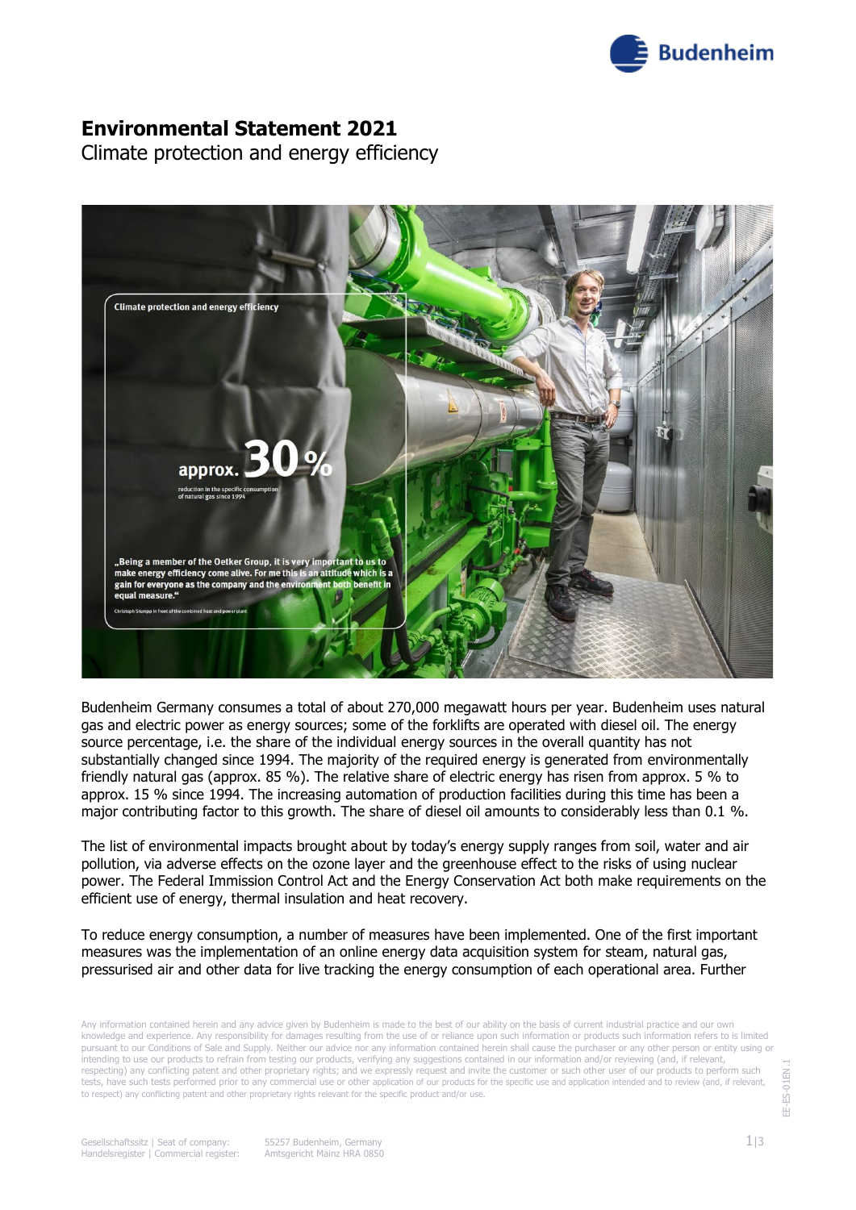# Environmental Statement 2021

Climate protection and energy efficiency

Budenheim Germany consumes a total of about 270,000 megawatt hours per year. Budenheim uses natural gas and electric power as energy sources; some of the forklifts are operated with diesel oil. The energy source percentage, i.e. the share of the individual energy sources in the overall quantity has not substantially changed since 1994. The majority of the required energy is generated from environmentally friendly natural gas (approx. 85 %). The relative share of electric energy has risen from approx. 5 % to approx. 15 % since 1994. The increasing automation of production facilities during this time has been a major contributing factor to this growth. The share of diesel oil amounts to considerably less than 0.1 %.

The list of environmental impacts brought about by today's energy supply ranges from soil, water and air pollution, via adverse effects on the ozone layer and the greenhouse effect to the risks of using nuclear power. The Federal Immission Control Act and the Energy Conservation Act both make requirements on the efficient use of energy, thermal insulation and heat recovery.

To reduce energy consumption, a number of measures have been implemented. One of the first important measures was the implementation of an online energy data acquisition system for steam, natural gas, pressurised air and other data for live tracking the energy consumption of each operational area. Further

Any information contained herein and any advice given by Budenheim is made to the best of our ability on the basis of current industrial practice and our own knowledge and experience. Any responsibility for damages resulting from the use of or reliance upon such information or products such information refers to is limited pursuant to our Conditions of Sale and Supply. Neither our advice nor any information contained herein shall cause the purchaser or any other person or entity using or intending to use our products to refrain from testing our products, verifying any suggestions contained in our information and/or reviewing (and, if relevant, respecting) any conflicting patent and other proprietary rights; and we expressly request and invite the customer or such other user of our products to perform such tests, have such tests performed prior to any commercial use or other application of our products for the specific use and application intended and to review (and, if relevant, to respect) any conflicting patent and other proprietary rights relevant for the specific product and/or use.

Gesellschaftssitz | Seat of company: 55257 Budenheim, Germany
Handelsregister | Commercial register: Amtsgericht Mainz HRA 0850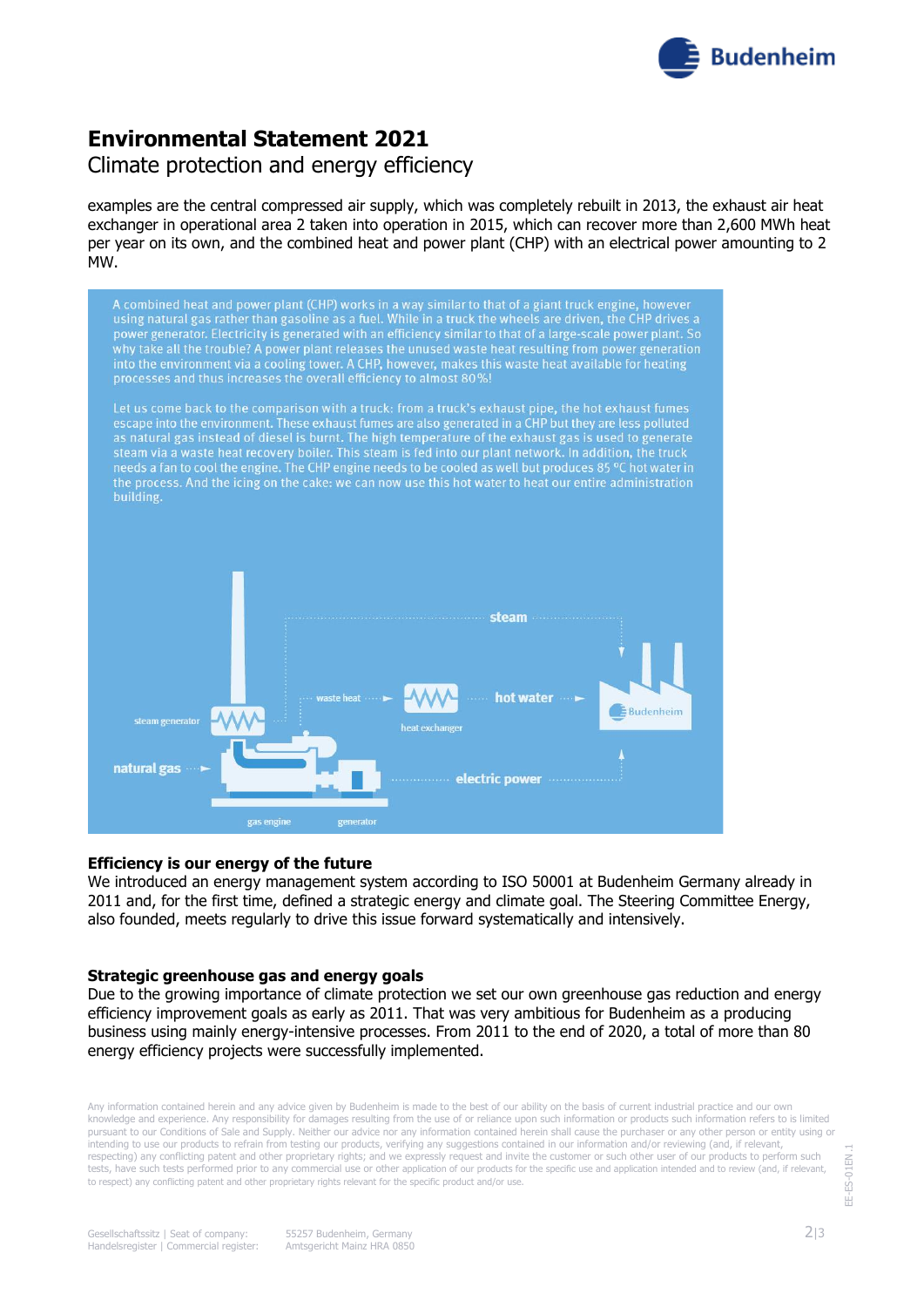examples are the central compressed air supply, which was completely rebuilt in 2013, the exhaust air heat exchanger in operational area 2 taken into operation in 2015, which can recover more than 2,600 MWh heat per year on its own, and the combined heat and power plant (CHP) with an electrical power amounting to 2 MW.

A combined heat and power plant (CHP) works in a way similar to that of a giant truck engine, however using natural gas rather than gasoline as a fuel. While in a truck the wheels are driven, the CHP drives a power generator. Electricity is generated with an efficiency similar to that of a large-scale power plant. So why take all the trouble? A power plant releases the unused waste heat resulting from power generation into the environment via a cooling tower. A CHP, however, makes this waste heat available for heating processes and thus increases the overall efficiency to almost 80%!

Let us come back to the comparison with a truck: from a truck's exhaust pipe, the hot exhaust fumes escape into the environment. These exhaust fumes are also generated in a CHP but they are less polluted as natural gas instead of diesel is burnt. The high temperature of the exhaust gas is used to generate steam via a waste heat recovery boiler. This steam is fed into our plant network. In addition, the truck needs a fan to cool the engine. The CHP engine needs to be cooled as well but produces 85 °C hot water in the process. And the icing on the cake: we can now use this hot water to heat our entire administration building.

steam

steam generator · waste heat · heat exchanger · hot water · Budenheim

natural gas · gas engine · generator · electric power

### Efficiency is our energy of the future

We introduced an energy management system according to ISO 50001 at Budenheim Germany already in 2011 and, for the first time, defined a strategic energy and climate goal. The Steering Committee Energy, also founded, meets regularly to drive this issue forward systematically and intensively.

### Strategic greenhouse gas and energy goals

Due to the growing importance of climate protection we set our own greenhouse gas reduction and energy efficiency improvement goals as early as 2011. That was very ambitious for Budenheim as a producing business using mainly energy-intensive processes. From 2011 to the end of 2020, a total of more than 80 energy efficiency projects were successfully implemented.

Any information contained herein and any advice given by Budenheim is made to the best of our ability on the basis of current industrial practice and our own knowledge and experience. Any responsibility for damages resulting from the use of or reliance upon such information or products such information refers to is limited pursuant to our Conditions of Sale and Supply. Neither our advice nor any information contained herein shall cause the purchaser or any other person or entity using or intending to use our products to refrain from testing our products, verifying any suggestions contained in our information and/or reviewing (and, if relevant, respecting) any conflicting patent and other proprietary rights; and we expressly request and invite the customer or such other user of our products to perform such tests, have such tests performed prior to any commercial use or other application of our products for the specific use and application intended and to review (and, if relevant, to respect) any conflicting patent and other proprietary rights relevant for the specific product and/or use.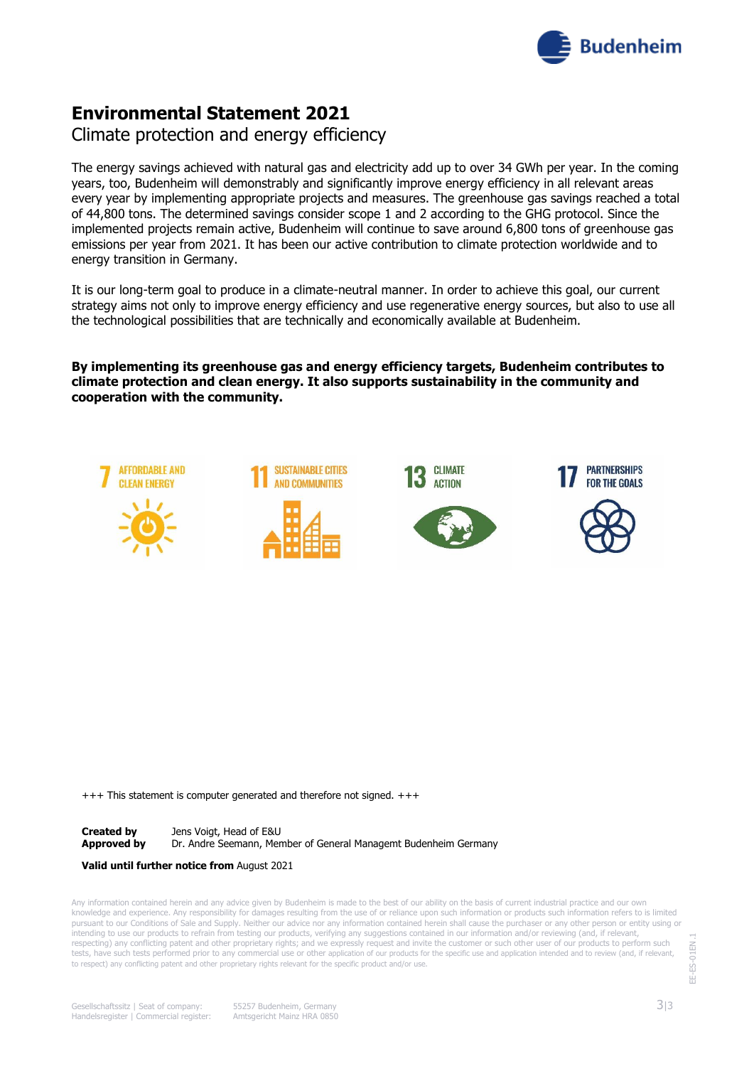# Environmental Statement 2021

## Climate protection and energy efficiency

The energy savings achieved with natural gas and electricity add up to over 34 GWh per year. In the coming years, too, Budenheim will demonstrably and significantly improve energy efficiency in all relevant areas every year by implementing appropriate projects and measures. The greenhouse gas savings reached a total of 44,800 tons. The determined savings consider scope 1 and 2 according to the GHG protocol. Since the implemented projects remain active, Budenheim will continue to save around 6,800 tons of greenhouse gas emissions per year from 2021. It has been our active contribution to climate protection worldwide and to energy transition in Germany.

It is our long-term goal to produce in a climate-neutral manner. In order to achieve this goal, our current strategy aims not only to improve energy efficiency and use regenerative energy sources, but also to use all the technological possibilities that are technically and economically available at Budenheim.

**By implementing its greenhouse gas and energy efficiency targets, Budenheim contributes to climate protection and clean energy. It also supports sustainability in the community and cooperation with the community.**

7 AFFORDABLE AND CLEAN ENERGY

11 SUSTAINABLE CITIES AND COMMUNITIES

13 CLIMATE ACTION

17 PARTNERSHIPS FOR THE GOALS

+++ This statement is computer generated and therefore not signed. +++

**Created by** Jens Voigt, Head of E&U
**Approved by** Dr. Andre Seemann, Member of General Managemt Budenheim Germany

**Valid until further notice from** August 2021

Any information contained herein and any advice given by Budenheim is made to the best of our ability on the basis of current industrial practice and our own knowledge and experience. Any responsibility for damages resulting from the use of or reliance upon such information or products such information refers to is limited pursuant to our Conditions of Sale and Supply. Neither our advice nor any information contained herein shall cause the purchaser or any other person or entity using or intending to use our products to refrain from testing our products, verifying any suggestions contained in our information and/or reviewing (and, if relevant, respecting) any conflicting patent and other proprietary rights; and we expressly request and invite the customer or such other user of our products to perform such tests, have such tests performed prior to any commercial use or other application of our products for the specific use and application intended and to review (and, if relevant, to respect) any conflicting patent and other proprietary rights relevant for the specific product and/or use.

Gesellschaftssitz | Seat of company: 55257 Budenheim, Germany
Handelsregister | Commercial register: Amtsgericht Mainz HRA 0850